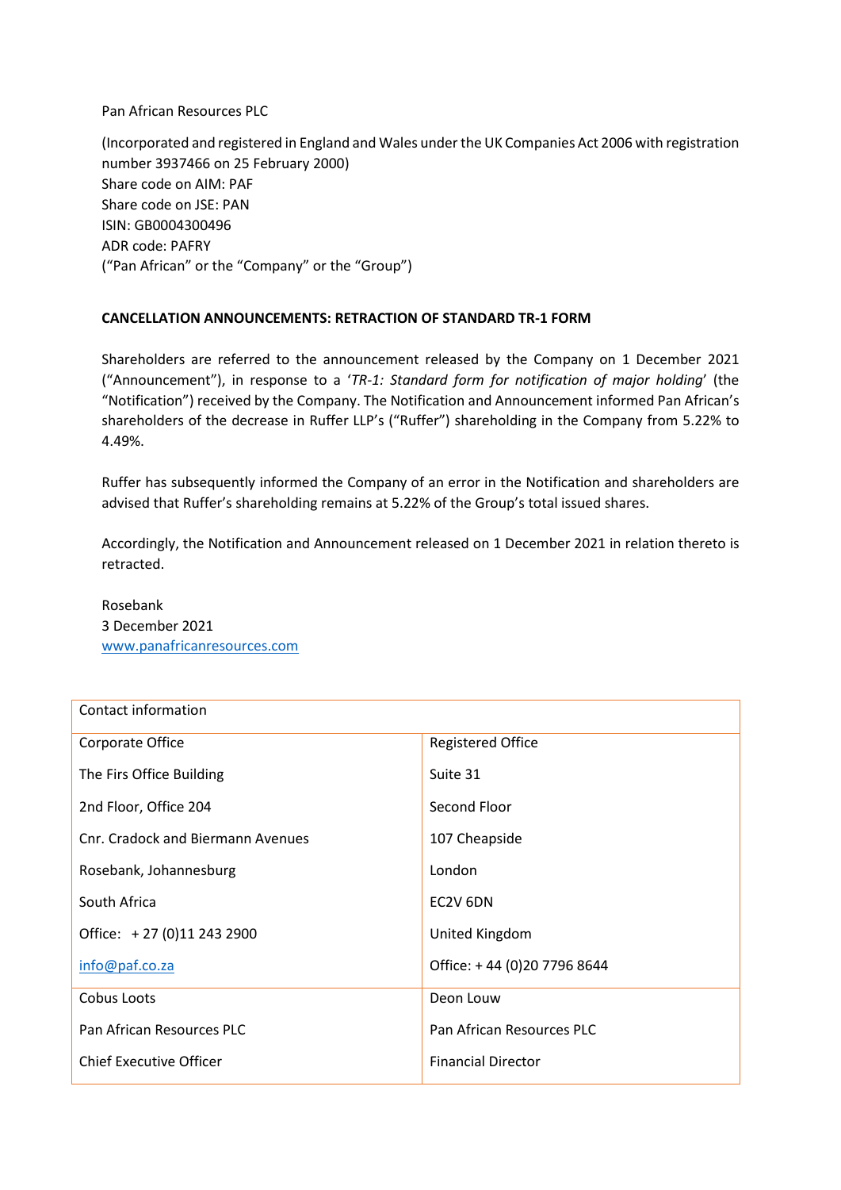Pan African Resources PLC

(Incorporated and registered in England and Wales under the UK Companies Act 2006 with registration number 3937466 on 25 February 2000)
Share code on AIM: PAF
Share code on JSE: PAN
ISIN: GB0004300496
ADR code: PAFRY
("Pan African" or the "Company" or the "Group")

**CANCELLATION ANNOUNCEMENTS: RETRACTION OF STANDARD TR-1 FORM**

Shareholders are referred to the announcement released by the Company on 1 December 2021 ("Announcement"), in response to a '*TR-1: Standard form for notification of major holding*' (the "Notification") received by the Company. The Notification and Announcement informed Pan African's shareholders of the decrease in Ruffer LLP's ("Ruffer") shareholding in the Company from 5.22% to 4.49%.

Ruffer has subsequently informed the Company of an error in the Notification and shareholders are advised that Ruffer's shareholding remains at 5.22% of the Group's total issued shares.

Accordingly, the Notification and Announcement released on 1 December 2021 in relation thereto is retracted.

Rosebank
3 December 2021
www.panafricanresources.com

| Contact information | |
|---|---|
| Corporate Office<br>The Firs Office Building<br>2nd Floor, Office 204<br>Cnr. Cradock and Biermann Avenues<br>Rosebank, Johannesburg<br>South Africa<br>Office: + 27 (0)11 243 2900<br>info@paf.co.za | Registered Office<br>Suite 31<br>Second Floor<br>107 Cheapside<br>London<br>EC2V 6DN<br>United Kingdom<br>Office: + 44 (0)20 7796 8644 |
| Cobus Loots<br>Pan African Resources PLC<br>Chief Executive Officer | Deon Louw<br>Pan African Resources PLC<br>Financial Director |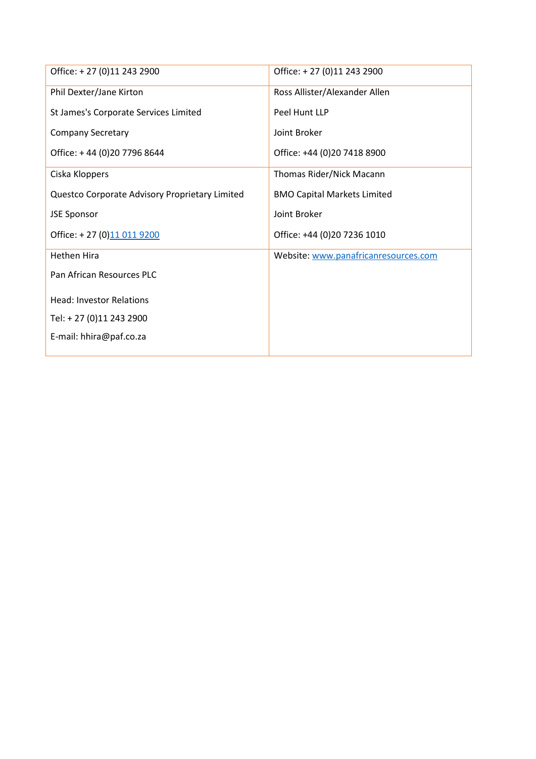| | |
|---|---|
| Office: + 27 (0)11 243 2900 | Office: + 27 (0)11 243 2900 |
| Phil Dexter/Jane Kirton<br><br>St James's Corporate Services Limited<br><br>Company Secretary<br><br>Office: + 44 (0)20 7796 8644 | Ross Allister/Alexander Allen<br><br>Peel Hunt LLP<br><br>Joint Broker<br><br>Office: +44 (0)20 7418 8900 |
| Ciska Kloppers<br><br>Questco Corporate Advisory Proprietary Limited<br><br>JSE Sponsor<br><br>Office: + 27 (0)11 011 9200 | Thomas Rider/Nick Macann<br><br>BMO Capital Markets Limited<br><br>Joint Broker<br><br>Office: +44 (0)20 7236 1010 |
| Hethen Hira<br><br>Pan African Resources PLC<br><br>Head: Investor Relations<br><br>Tel: + 27 (0)11 243 2900<br><br>E-mail: hhira@paf.co.za | Website: www.panafricanresources.com |